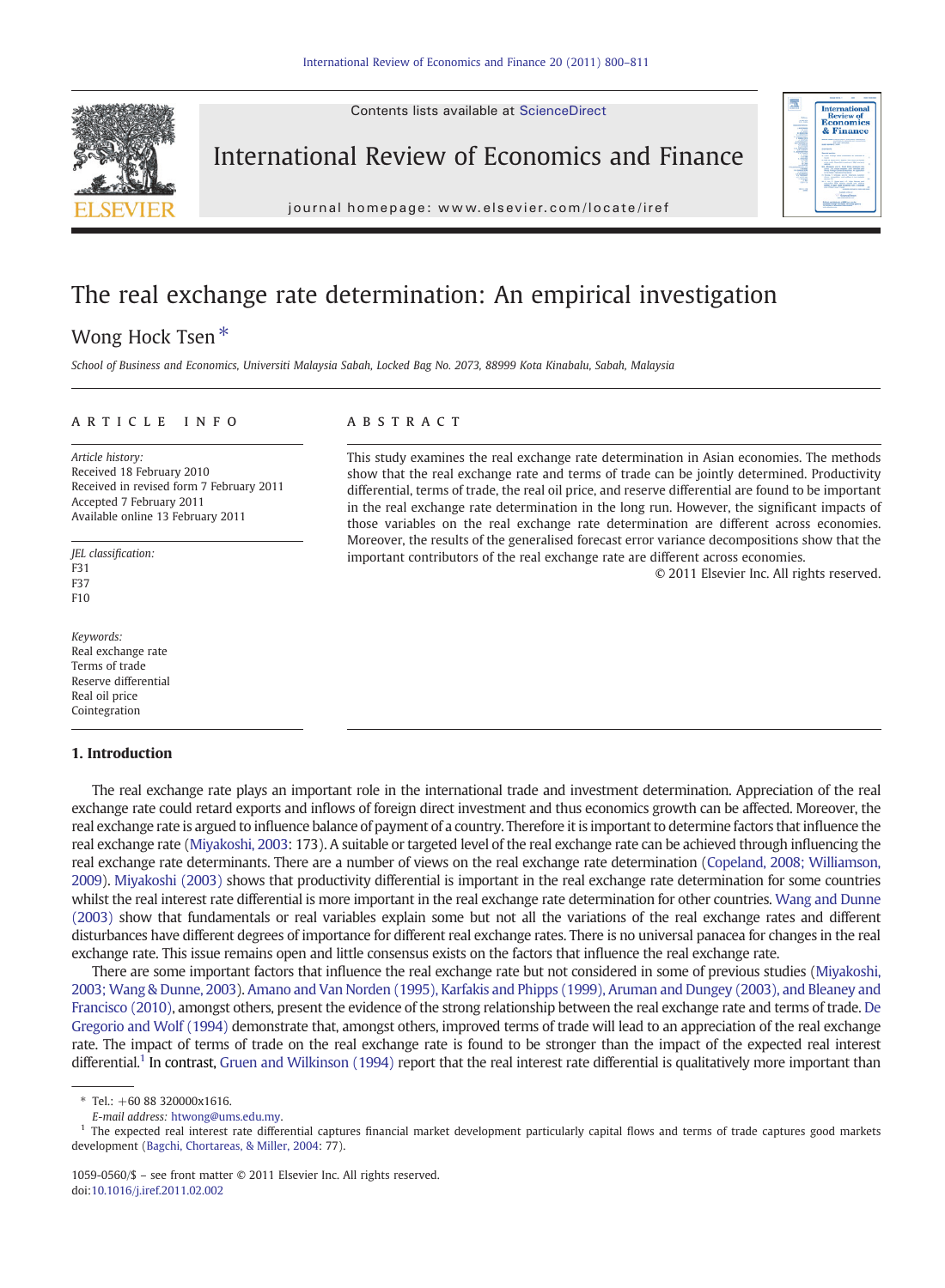# The real exchange rate determination: An empirical investigation

Wong Hock Tsen *

*School of Business and Economics, Universiti Malaysia Sabah, Locked Bag No. 2073, 88999 Kota Kinabalu, Sabah, Malaysia*

## ARTICLE INFO

*Article history:*
Received 18 February 2010
Received in revised form 7 February 2011
Accepted 7 February 2011
Available online 13 February 2011

*JEL classification:*
F31
F37
F10

*Keywords:*
Real exchange rate
Terms of trade
Reserve differential
Real oil price
Cointegration

## ABSTRACT

This study examines the real exchange rate determination in Asian economies. The methods show that the real exchange rate and terms of trade can be jointly determined. Productivity differential, terms of trade, the real oil price, and reserve differential are found to be important in the real exchange rate determination in the long run. However, the significant impacts of those variables on the real exchange rate determination are different across economies. Moreover, the results of the generalised forecast error variance decompositions show that the important contributors of the real exchange rate are different across economies.

© 2011 Elsevier Inc. All rights reserved.

## 1. Introduction

The real exchange rate plays an important role in the international trade and investment determination. Appreciation of the real exchange rate could retard exports and inflows of foreign direct investment and thus economics growth can be affected. Moreover, the real exchange rate is argued to influence balance of payment of a country. Therefore it is important to determine factors that influence the real exchange rate (Miyakoshi, 2003: 173). A suitable or targeted level of the real exchange rate can be achieved through influencing the real exchange rate determinants. There are a number of views on the real exchange rate determination (Copeland, 2008; Williamson, 2009). Miyakoshi (2003) shows that productivity differential is important in the real exchange rate determination for some countries whilst the real interest rate differential is more important in the real exchange rate determination for other countries. Wang and Dunne (2003) show that fundamentals or real variables explain some but not all the variations of the real exchange rates and different disturbances have different degrees of importance for different real exchange rates. There is no universal panacea for changes in the real exchange rate. This issue remains open and little consensus exists on the factors that influence the real exchange rate.

There are some important factors that influence the real exchange rate but not considered in some of previous studies (Miyakoshi, 2003; Wang & Dunne, 2003). Amano and Van Norden (1995), Karfakis and Phipps (1999), Aruman and Dungey (2003), and Bleaney and Francisco (2010), amongst others, present the evidence of the strong relationship between the real exchange rate and terms of trade. De Gregorio and Wolf (1994) demonstrate that, amongst others, improved terms of trade will lead to an appreciation of the real exchange rate. The impact of terms of trade on the real exchange rate is found to be stronger than the impact of the expected real interest differential.[1] In contrast, Gruen and Wilkinson (1994) report that the real interest rate differential is qualitatively more important than

* Tel.: +60 88 320000x1616.
*E-mail address:* htwong@ums.edu.my.

[1] The expected real interest rate differential captures financial market development particularly capital flows and terms of trade captures good markets development (Bagchi, Chortareas, & Miller, 2004: 77).

1059-0560/$ – see front matter © 2011 Elsevier Inc. All rights reserved.
doi:10.1016/j.iref.2011.02.002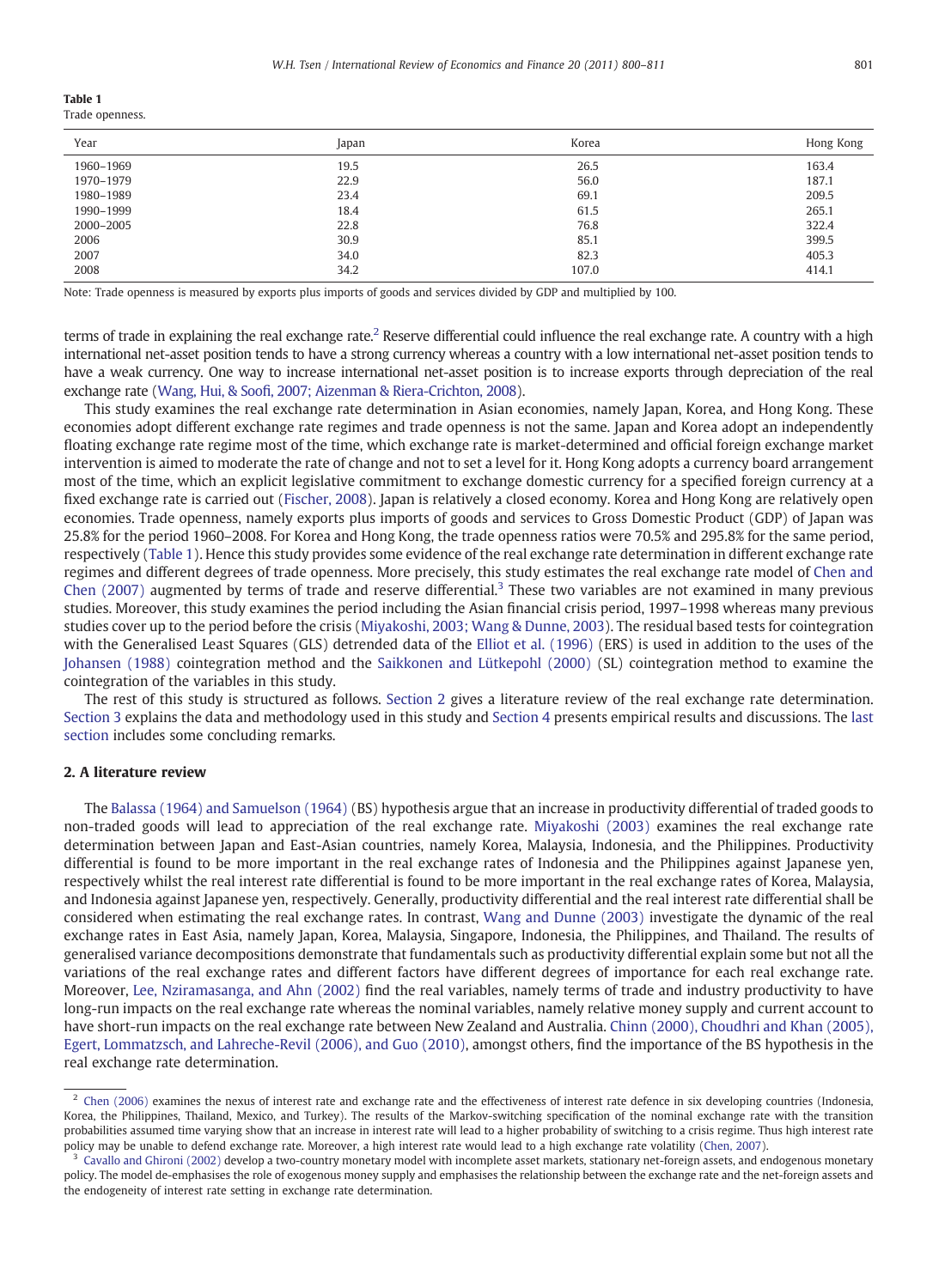**Table 1**
Trade openness.

| Year | Japan | Korea | Hong Kong |
|---|---|---|---|
| 1960–1969 | 19.5 | 26.5 | 163.4 |
| 1970–1979 | 22.9 | 56.0 | 187.1 |
| 1980–1989 | 23.4 | 69.1 | 209.5 |
| 1990–1999 | 18.4 | 61.5 | 265.1 |
| 2000–2005 | 22.8 | 76.8 | 322.4 |
| 2006 | 30.9 | 85.1 | 399.5 |
| 2007 | 34.0 | 82.3 | 405.3 |
| 2008 | 34.2 | 107.0 | 414.1 |

Note: Trade openness is measured by exports plus imports of goods and services divided by GDP and multiplied by 100.

terms of trade in explaining the real exchange rate.[2] Reserve differential could influence the real exchange rate. A country with a high international net-asset position tends to have a strong currency whereas a country with a low international net-asset position tends to have a weak currency. One way to increase international net-asset position is to increase exports through depreciation of the real exchange rate (Wang, Hui, & Soofi, 2007; Aizenman & Riera-Crichton, 2008).

This study examines the real exchange rate determination in Asian economies, namely Japan, Korea, and Hong Kong. These economies adopt different exchange rate regimes and trade openness is not the same. Japan and Korea adopt an independently floating exchange rate regime most of the time, which exchange rate is market-determined and official foreign exchange market intervention is aimed to moderate the rate of change and not to set a level for it. Hong Kong adopts a currency board arrangement most of the time, which an explicit legislative commitment to exchange domestic currency for a specified foreign currency at a fixed exchange rate is carried out (Fischer, 2008). Japan is relatively a closed economy. Korea and Hong Kong are relatively open economies. Trade openness, namely exports plus imports of goods and services to Gross Domestic Product (GDP) of Japan was 25.8% for the period 1960–2008. For Korea and Hong Kong, the trade openness ratios were 70.5% and 295.8% for the same period, respectively (Table 1). Hence this study provides some evidence of the real exchange rate determination in different exchange rate regimes and different degrees of trade openness. More precisely, this study estimates the real exchange rate model of Chen and Chen (2007) augmented by terms of trade and reserve differential.[3] These two variables are not examined in many previous studies. Moreover, this study examines the period including the Asian financial crisis period, 1997–1998 whereas many previous studies cover up to the period before the crisis (Miyakoshi, 2003; Wang & Dunne, 2003). The residual based tests for cointegration with the Generalised Least Squares (GLS) detrended data of the Elliot et al. (1996) (ERS) is used in addition to the uses of the Johansen (1988) cointegration method and the Saikkonen and Lütkepohl (2000) (SL) cointegration method to examine the cointegration of the variables in this study.

The rest of this study is structured as follows. Section 2 gives a literature review of the real exchange rate determination. Section 3 explains the data and methodology used in this study and Section 4 presents empirical results and discussions. The last section includes some concluding remarks.

## 2. A literature review

The Balassa (1964) and Samuelson (1964) (BS) hypothesis argue that an increase in productivity differential of traded goods to non-traded goods will lead to appreciation of the real exchange rate. Miyakoshi (2003) examines the real exchange rate determination between Japan and East-Asian countries, namely Korea, Malaysia, Indonesia, and the Philippines. Productivity differential is found to be more important in the real exchange rates of Indonesia and the Philippines against Japanese yen, respectively whilst the real interest rate differential is found to be more important in the real exchange rates of Korea, Malaysia, and Indonesia against Japanese yen, respectively. Generally, productivity differential and the real interest rate differential shall be considered when estimating the real exchange rates. In contrast, Wang and Dunne (2003) investigate the dynamic of the real exchange rates in East Asia, namely Japan, Korea, Malaysia, Singapore, Indonesia, the Philippines, and Thailand. The results of generalised variance decompositions demonstrate that fundamentals such as productivity differential explain some but not all the variations of the real exchange rates and different factors have different degrees of importance for each real exchange rate. Moreover, Lee, Nziramasanga, and Ahn (2002) find the real variables, namely terms of trade and industry productivity to have long-run impacts on the real exchange rate whereas the nominal variables, namely relative money supply and current account to have short-run impacts on the real exchange rate between New Zealand and Australia. Chinn (2000), Choudhri and Khan (2005), Egert, Lommatzsch, and Lahreche-Revil (2006), and Guo (2010), amongst others, find the importance of the BS hypothesis in the real exchange rate determination.

[2] Chen (2006) examines the nexus of interest rate and exchange rate and the effectiveness of interest rate defence in six developing countries (Indonesia, Korea, the Philippines, Thailand, Mexico, and Turkey). The results of the Markov-switching specification of the nominal exchange rate with the transition probabilities assumed time varying show that an increase in interest rate will lead to a higher probability of switching to a crisis regime. Thus high interest rate policy may be unable to defend exchange rate. Moreover, a high interest rate would lead to a high exchange rate volatility (Chen, 2007).

[3] Cavallo and Ghironi (2002) develop a two-country monetary model with incomplete asset markets, stationary net-foreign assets, and endogenous monetary policy. The model de-emphasises the role of exogenous money supply and emphasises the relationship between the exchange rate and the net-foreign assets and the endogeneity of interest rate setting in exchange rate determination.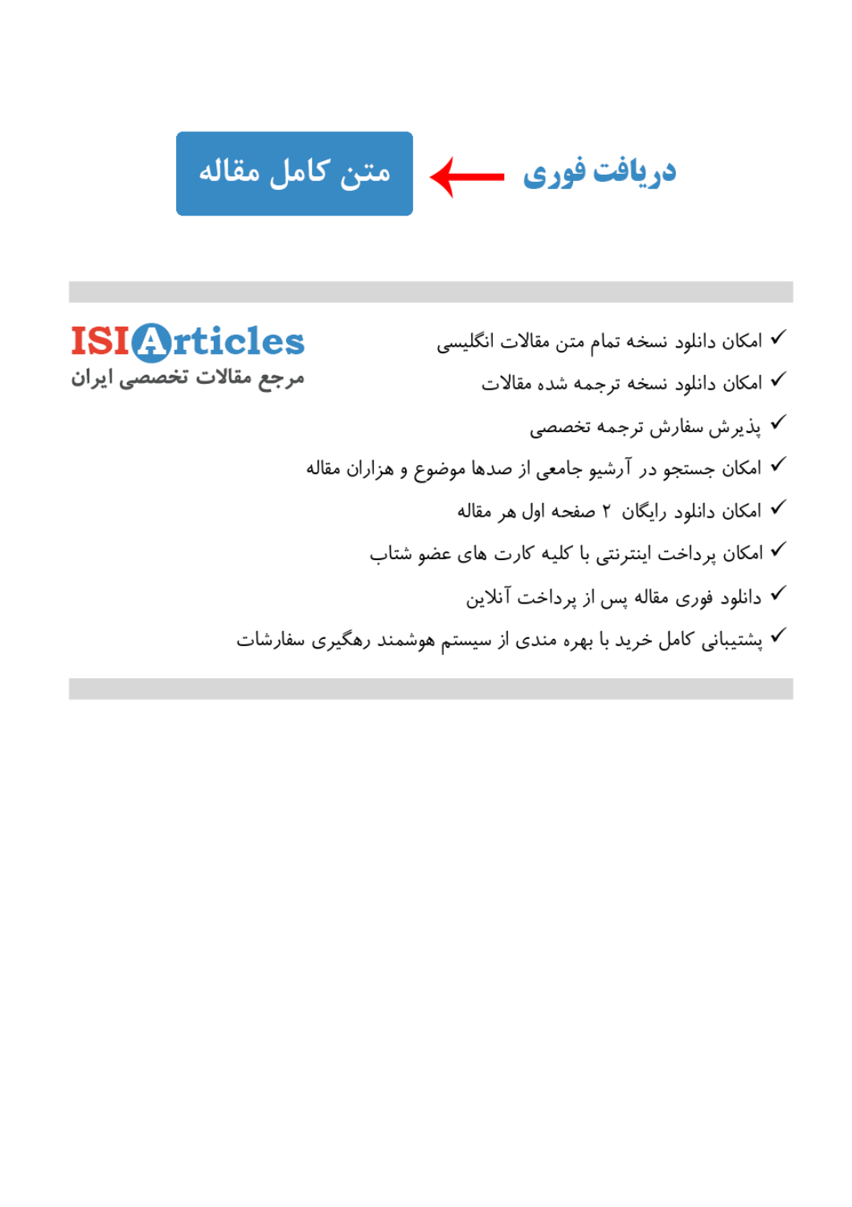دریافت فوری ← **متن کامل مقاله**

**ISIArticles**
مرجع مقالات تخصصی ایران

- ✓ امکان دانلود نسخه تمام متن مقالات انگلیسی
- ✓ امکان دانلود نسخه ترجمه شده مقالات
- ✓ پذیرش سفارش ترجمه تخصصی
- ✓ امکان جستجو در آرشیو جامعی از صدها موضوع و هزاران مقاله
- ✓ امکان دانلود رایگان ۲ صفحه اول هر مقاله
- ✓ امکان پرداخت اینترنتی با کلیه کارت های عضو شتاب
- ✓ دانلود فوری مقاله پس از پرداخت آنلاین
- ✓ پشتیبانی کامل خرید با بهره مندی از سیستم هوشمند رهگیری سفارشات